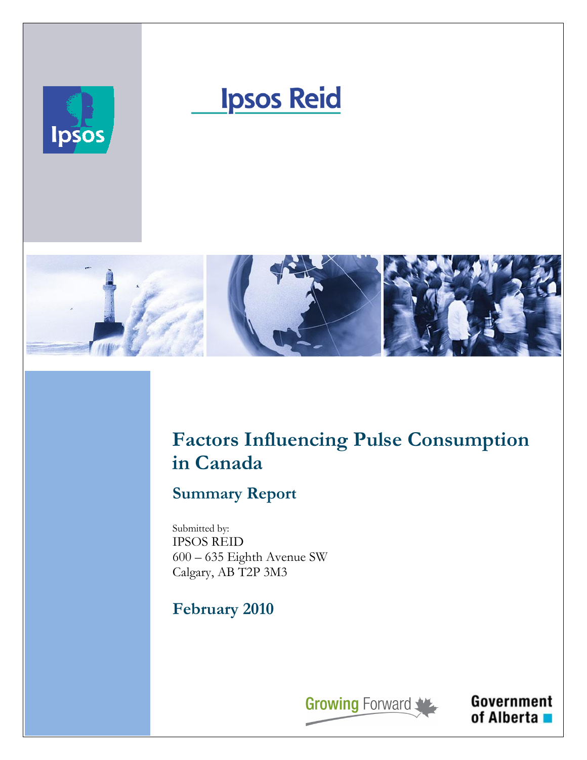Ipsos Reid

# Factors Influencing Pulse Consumption in Canada

## Summary Report

Submitted by:
IPSOS REID
600 – 635 Eighth Avenue SW
Calgary, AB T2P 3M3

## February 2010

Growing Forward

Government of Alberta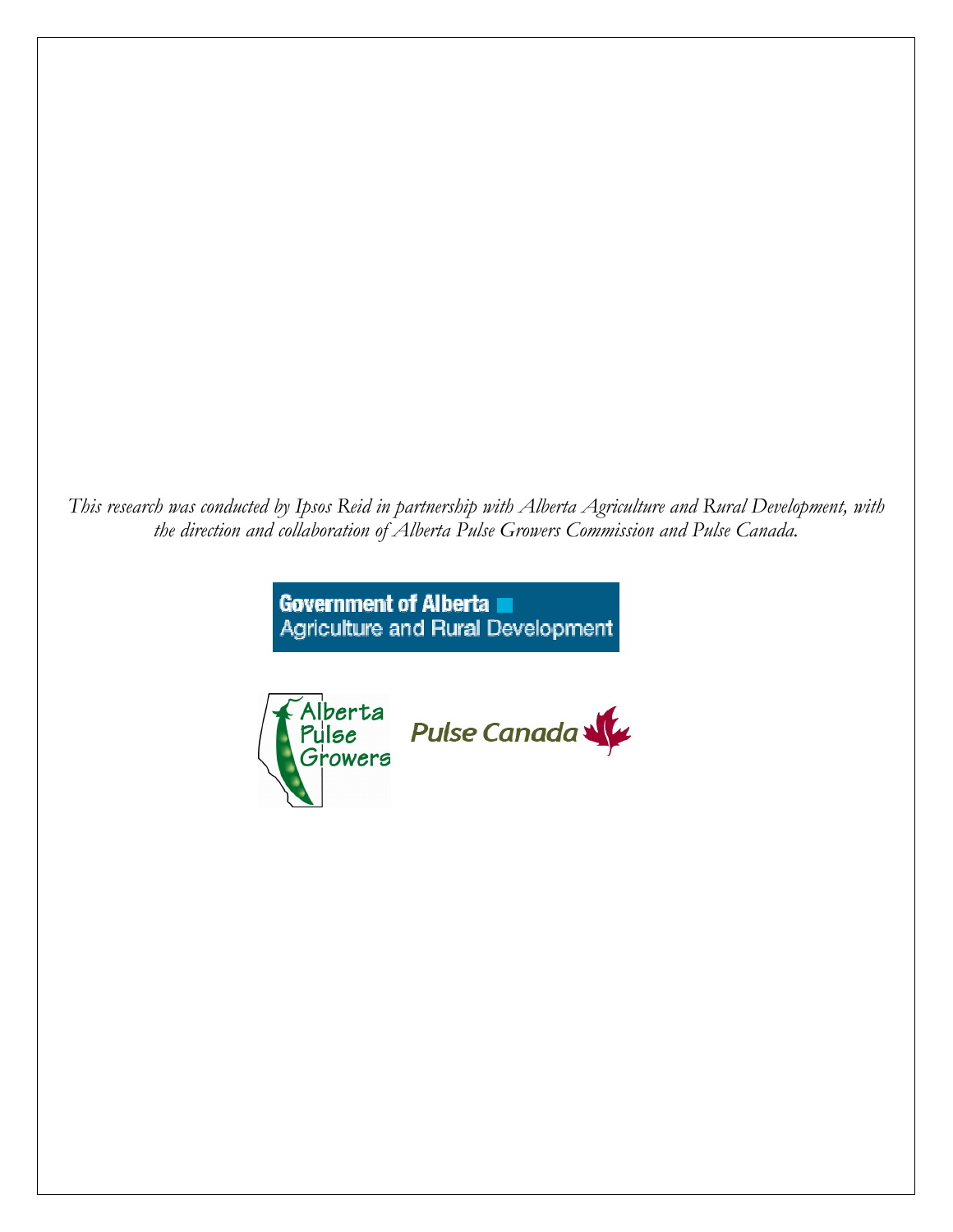*This research was conducted by Ipsos Reid in partnership with Alberta Agriculture and Rural Development, with the direction and collaboration of Alberta Pulse Growers Commission and Pulse Canada.*

Government of Alberta
Agriculture and Rural Development

Alberta Pulse Growers

Pulse Canada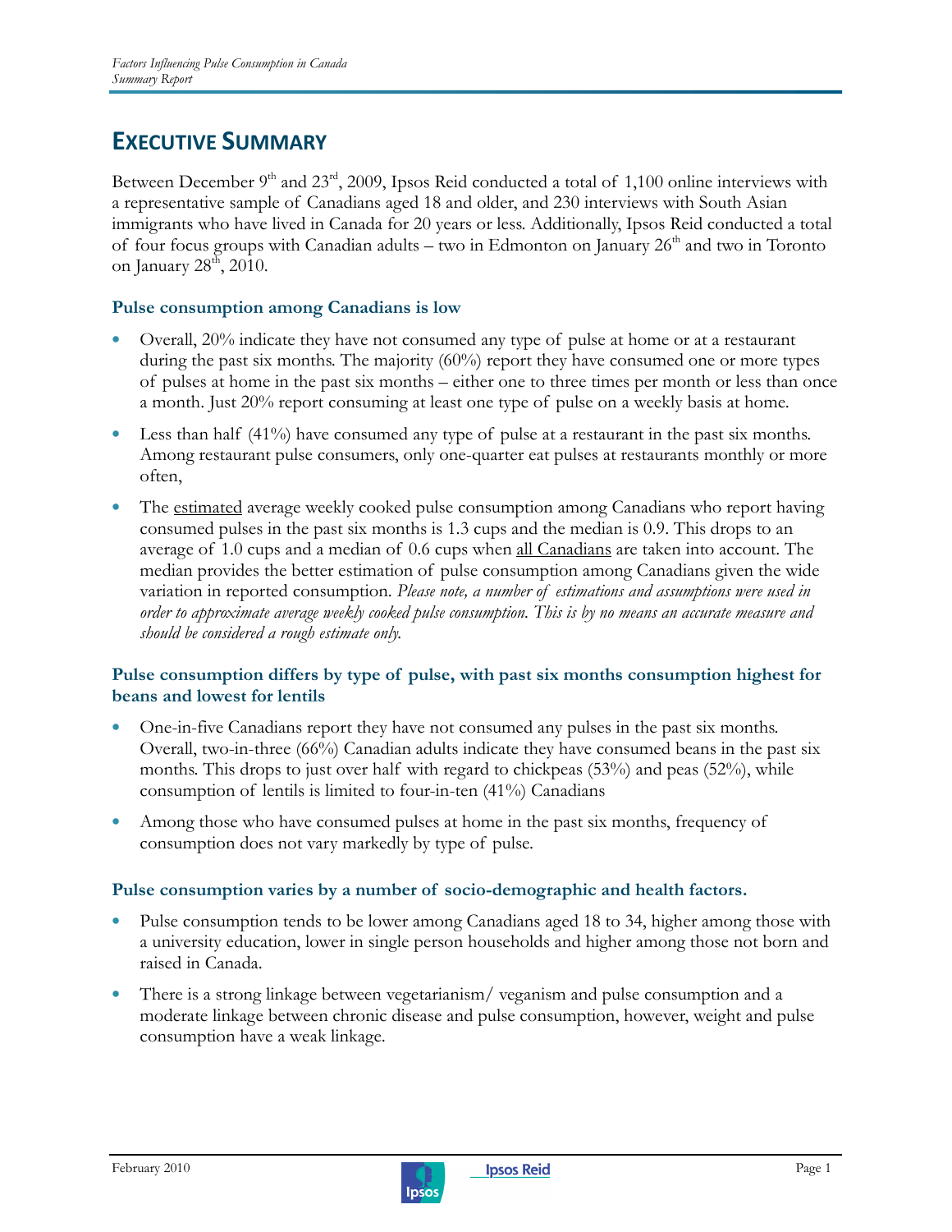# EXECUTIVE SUMMARY

Between December 9th and 23rd, 2009, Ipsos Reid conducted a total of 1,100 online interviews with a representative sample of Canadians aged 18 and older, and 230 interviews with South Asian immigrants who have lived in Canada for 20 years or less. Additionally, Ipsos Reid conducted a total of four focus groups with Canadian adults – two in Edmonton on January 26th and two in Toronto on January 28th, 2010.

### Pulse consumption among Canadians is low

- Overall, 20% indicate they have not consumed any type of pulse at home or at a restaurant during the past six months. The majority (60%) report they have consumed one or more types of pulses at home in the past six months – either one to three times per month or less than once a month. Just 20% report consuming at least one type of pulse on a weekly basis at home.
- Less than half (41%) have consumed any type of pulse at a restaurant in the past six months. Among restaurant pulse consumers, only one-quarter eat pulses at restaurants monthly or more often,
- The estimated average weekly cooked pulse consumption among Canadians who report having consumed pulses in the past six months is 1.3 cups and the median is 0.9. This drops to an average of 1.0 cups and a median of 0.6 cups when all Canadians are taken into account. The median provides the better estimation of pulse consumption among Canadians given the wide variation in reported consumption. *Please note, a number of estimations and assumptions were used in order to approximate average weekly cooked pulse consumption. This is by no means an accurate measure and should be considered a rough estimate only.*

### Pulse consumption differs by type of pulse, with past six months consumption highest for beans and lowest for lentils

- One-in-five Canadians report they have not consumed any pulses in the past six months. Overall, two-in-three (66%) Canadian adults indicate they have consumed beans in the past six months. This drops to just over half with regard to chickpeas (53%) and peas (52%), while consumption of lentils is limited to four-in-ten (41%) Canadians
- Among those who have consumed pulses at home in the past six months, frequency of consumption does not vary markedly by type of pulse.

### Pulse consumption varies by a number of socio-demographic and health factors.

- Pulse consumption tends to be lower among Canadians aged 18 to 34, higher among those with a university education, lower in single person households and higher among those not born and raised in Canada.
- There is a strong linkage between vegetarianism/ veganism and pulse consumption and a moderate linkage between chronic disease and pulse consumption, however, weight and pulse consumption have a weak linkage.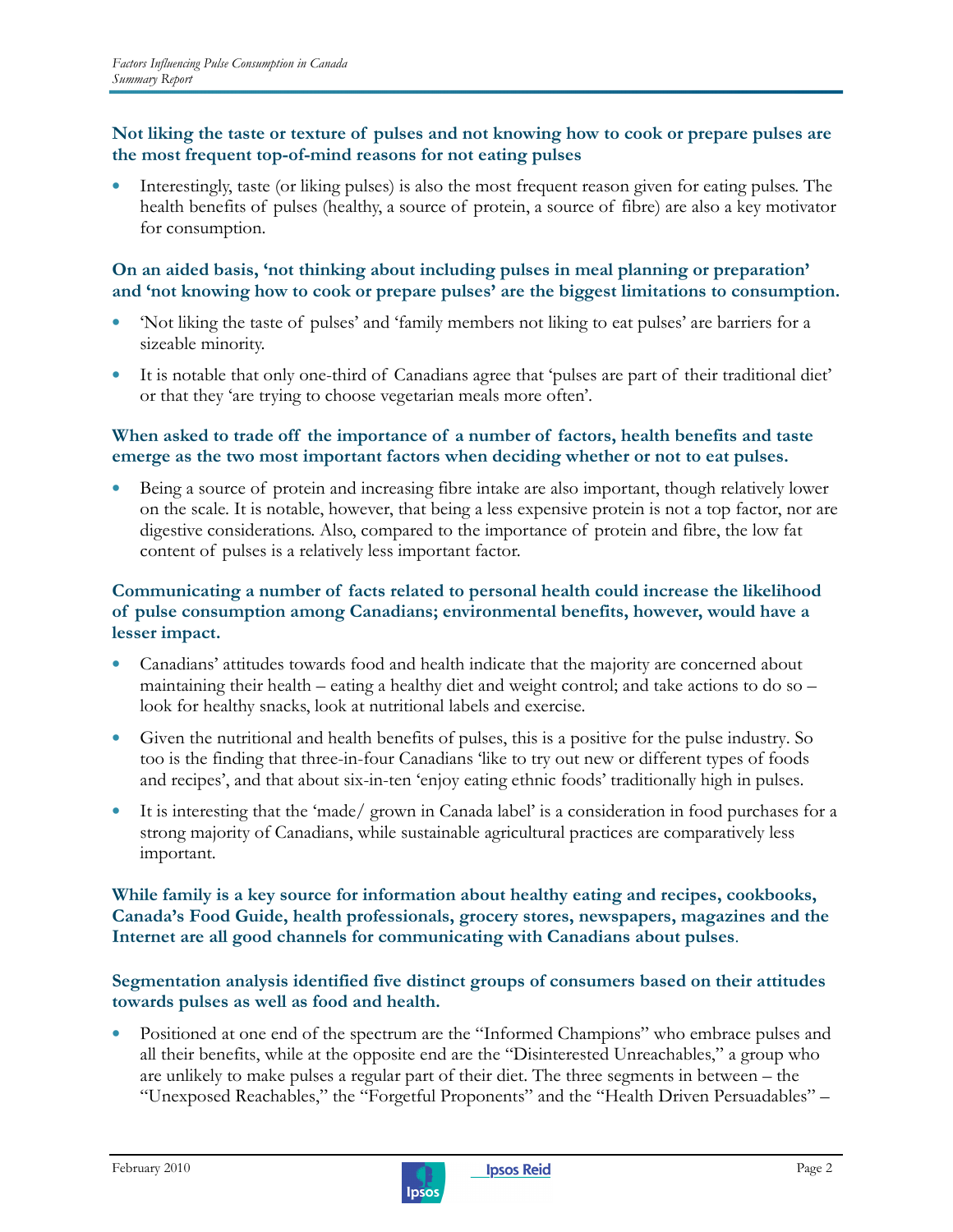**Not liking the taste or texture of pulses and not knowing how to cook or prepare pulses are the most frequent top-of-mind reasons for not eating pulses**

- Interestingly, taste (or liking pulses) is also the most frequent reason given for eating pulses. The health benefits of pulses (healthy, a source of protein, a source of fibre) are also a key motivator for consumption.

**On an aided basis, 'not thinking about including pulses in meal planning or preparation' and 'not knowing how to cook or prepare pulses' are the biggest limitations to consumption.**

- 'Not liking the taste of pulses' and 'family members not liking to eat pulses' are barriers for a sizeable minority.
- It is notable that only one-third of Canadians agree that 'pulses are part of their traditional diet' or that they 'are trying to choose vegetarian meals more often'.

**When asked to trade off the importance of a number of factors, health benefits and taste emerge as the two most important factors when deciding whether or not to eat pulses.**

- Being a source of protein and increasing fibre intake are also important, though relatively lower on the scale. It is notable, however, that being a less expensive protein is not a top factor, nor are digestive considerations. Also, compared to the importance of protein and fibre, the low fat content of pulses is a relatively less important factor.

**Communicating a number of facts related to personal health could increase the likelihood of pulse consumption among Canadians; environmental benefits, however, would have a lesser impact.**

- Canadians' attitudes towards food and health indicate that the majority are concerned about maintaining their health – eating a healthy diet and weight control; and take actions to do so – look for healthy snacks, look at nutritional labels and exercise.
- Given the nutritional and health benefits of pulses, this is a positive for the pulse industry. So too is the finding that three-in-four Canadians 'like to try out new or different types of foods and recipes', and that about six-in-ten 'enjoy eating ethnic foods' traditionally high in pulses.
- It is interesting that the 'made/ grown in Canada label' is a consideration in food purchases for a strong majority of Canadians, while sustainable agricultural practices are comparatively less important.

**While family is a key source for information about healthy eating and recipes, cookbooks, Canada's Food Guide, health professionals, grocery stores, newspapers, magazines and the Internet are all good channels for communicating with Canadians about pulses**.

**Segmentation analysis identified five distinct groups of consumers based on their attitudes towards pulses as well as food and health.**

- Positioned at one end of the spectrum are the "Informed Champions" who embrace pulses and all their benefits, while at the opposite end are the "Disinterested Unreachables," a group who are unlikely to make pulses a regular part of their diet. The three segments in between – the "Unexposed Reachables," the "Forgetful Proponents" and the "Health Driven Persuadables" –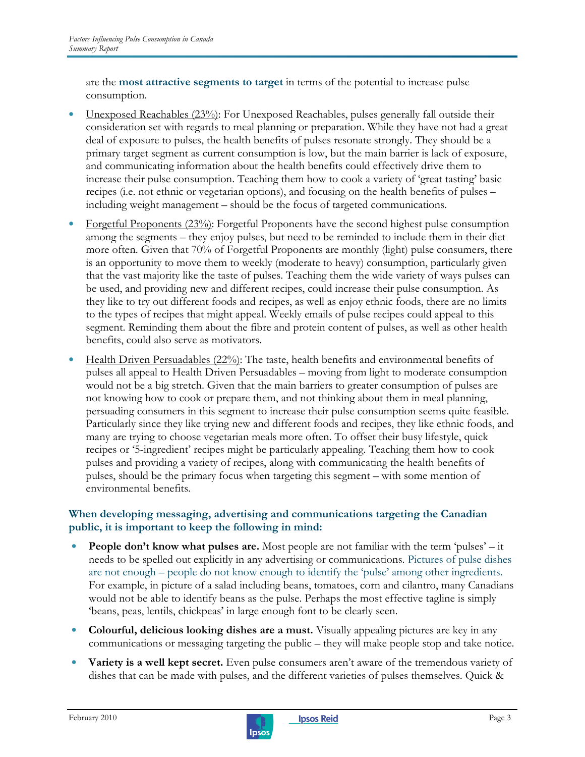are the **most attractive segments to target** in terms of the potential to increase pulse consumption.

- Unexposed Reachables (23%): For Unexposed Reachables, pulses generally fall outside their consideration set with regards to meal planning or preparation. While they have not had a great deal of exposure to pulses, the health benefits of pulses resonate strongly. They should be a primary target segment as current consumption is low, but the main barrier is lack of exposure, and communicating information about the health benefits could effectively drive them to increase their pulse consumption. Teaching them how to cook a variety of 'great tasting' basic recipes (i.e. not ethnic or vegetarian options), and focusing on the health benefits of pulses – including weight management – should be the focus of targeted communications.
- Forgetful Proponents (23%): Forgetful Proponents have the second highest pulse consumption among the segments – they enjoy pulses, but need to be reminded to include them in their diet more often. Given that 70% of Forgetful Proponents are monthly (light) pulse consumers, there is an opportunity to move them to weekly (moderate to heavy) consumption, particularly given that the vast majority like the taste of pulses. Teaching them the wide variety of ways pulses can be used, and providing new and different recipes, could increase their pulse consumption. As they like to try out different foods and recipes, as well as enjoy ethnic foods, there are no limits to the types of recipes that might appeal. Weekly emails of pulse recipes could appeal to this segment. Reminding them about the fibre and protein content of pulses, as well as other health benefits, could also serve as motivators.
- Health Driven Persuadables (22%): The taste, health benefits and environmental benefits of pulses all appeal to Health Driven Persuadables – moving from light to moderate consumption would not be a big stretch. Given that the main barriers to greater consumption of pulses are not knowing how to cook or prepare them, and not thinking about them in meal planning, persuading consumers in this segment to increase their pulse consumption seems quite feasible. Particularly since they like trying new and different foods and recipes, they like ethnic foods, and many are trying to choose vegetarian meals more often. To offset their busy lifestyle, quick recipes or '5-ingredient' recipes might be particularly appealing. Teaching them how to cook pulses and providing a variety of recipes, along with communicating the health benefits of pulses, should be the primary focus when targeting this segment – with some mention of environmental benefits.

**When developing messaging, advertising and communications targeting the Canadian public, it is important to keep the following in mind:**

- **People don't know what pulses are.** Most people are not familiar with the term 'pulses' – it needs to be spelled out explicitly in any advertising or communications. Pictures of pulse dishes are not enough – people do not know enough to identify the 'pulse' among other ingredients. For example, in picture of a salad including beans, tomatoes, corn and cilantro, many Canadians would not be able to identify beans as the pulse. Perhaps the most effective tagline is simply 'beans, peas, lentils, chickpeas' in large enough font to be clearly seen.
- **Colourful, delicious looking dishes are a must.** Visually appealing pictures are key in any communications or messaging targeting the public – they will make people stop and take notice.
- **Variety is a well kept secret.** Even pulse consumers aren't aware of the tremendous variety of dishes that can be made with pulses, and the different varieties of pulses themselves. Quick &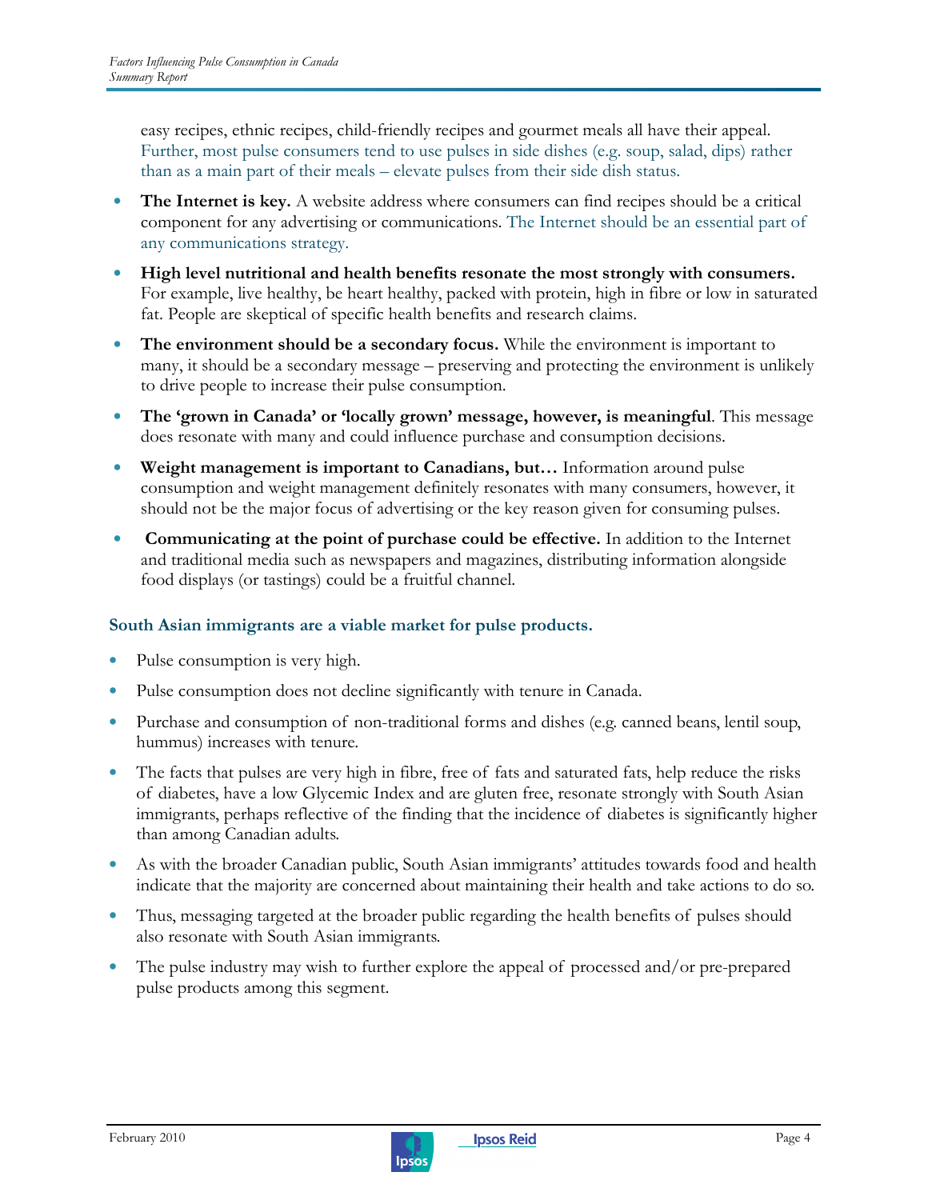easy recipes, ethnic recipes, child-friendly recipes and gourmet meals all have their appeal. Further, most pulse consumers tend to use pulses in side dishes (e.g. soup, salad, dips) rather than as a main part of their meals – elevate pulses from their side dish status.

- **The Internet is key.** A website address where consumers can find recipes should be a critical component for any advertising or communications. The Internet should be an essential part of any communications strategy.
- **High level nutritional and health benefits resonate the most strongly with consumers.** For example, live healthy, be heart healthy, packed with protein, high in fibre or low in saturated fat. People are skeptical of specific health benefits and research claims.
- **The environment should be a secondary focus.** While the environment is important to many, it should be a secondary message – preserving and protecting the environment is unlikely to drive people to increase their pulse consumption.
- **The 'grown in Canada' or 'locally grown' message, however, is meaningful**. This message does resonate with many and could influence purchase and consumption decisions.
- **Weight management is important to Canadians, but…** Information around pulse consumption and weight management definitely resonates with many consumers, however, it should not be the major focus of advertising or the key reason given for consuming pulses.
- **Communicating at the point of purchase could be effective.** In addition to the Internet and traditional media such as newspapers and magazines, distributing information alongside food displays (or tastings) could be a fruitful channel.

### South Asian immigrants are a viable market for pulse products.

- Pulse consumption is very high.
- Pulse consumption does not decline significantly with tenure in Canada.
- Purchase and consumption of non-traditional forms and dishes (e.g. canned beans, lentil soup, hummus) increases with tenure.
- The facts that pulses are very high in fibre, free of fats and saturated fats, help reduce the risks of diabetes, have a low Glycemic Index and are gluten free, resonate strongly with South Asian immigrants, perhaps reflective of the finding that the incidence of diabetes is significantly higher than among Canadian adults.
- As with the broader Canadian public, South Asian immigrants' attitudes towards food and health indicate that the majority are concerned about maintaining their health and take actions to do so.
- Thus, messaging targeted at the broader public regarding the health benefits of pulses should also resonate with South Asian immigrants.
- The pulse industry may wish to further explore the appeal of processed and/or pre-prepared pulse products among this segment.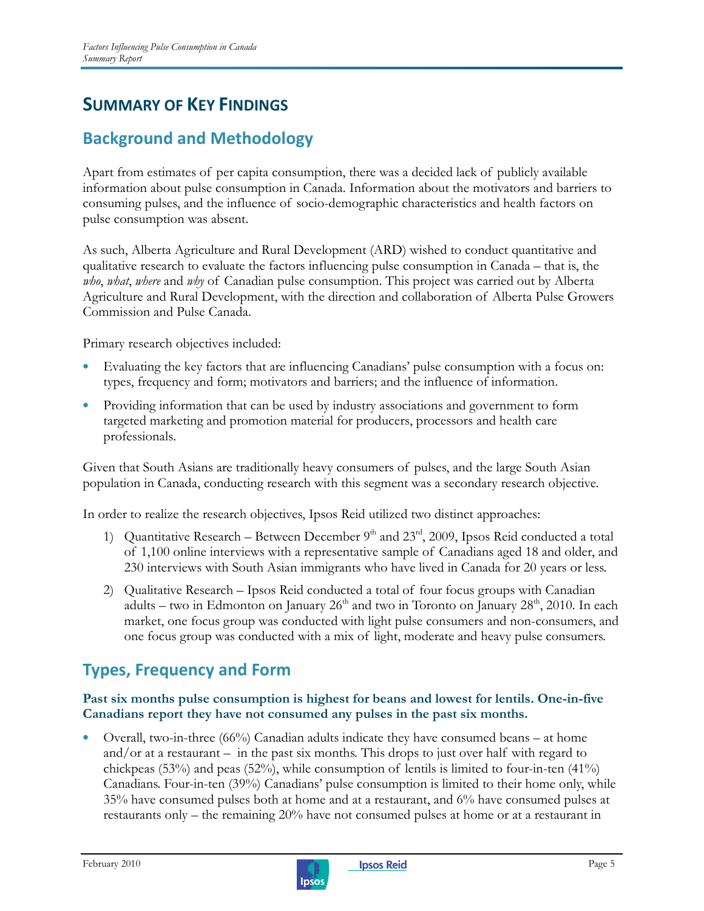# SUMMARY OF KEY FINDINGS

## Background and Methodology

Apart from estimates of per capita consumption, there was a decided lack of publicly available information about pulse consumption in Canada. Information about the motivators and barriers to consuming pulses, and the influence of socio-demographic characteristics and health factors on pulse consumption was absent.

As such, Alberta Agriculture and Rural Development (ARD) wished to conduct quantitative and qualitative research to evaluate the factors influencing pulse consumption in Canada – that is, the *who*, *what*, *where* and *why* of Canadian pulse consumption. This project was carried out by Alberta Agriculture and Rural Development, with the direction and collaboration of Alberta Pulse Growers Commission and Pulse Canada.

Primary research objectives included:

- Evaluating the key factors that are influencing Canadians' pulse consumption with a focus on: types, frequency and form; motivators and barriers; and the influence of information.
- Providing information that can be used by industry associations and government to form targeted marketing and promotion material for producers, processors and health care professionals.

Given that South Asians are traditionally heavy consumers of pulses, and the large South Asian population in Canada, conducting research with this segment was a secondary research objective.

In order to realize the research objectives, Ipsos Reid utilized two distinct approaches:

1) Quantitative Research – Between December 9th and 23rd, 2009, Ipsos Reid conducted a total of 1,100 online interviews with a representative sample of Canadians aged 18 and older, and 230 interviews with South Asian immigrants who have lived in Canada for 20 years or less.
2) Qualitative Research – Ipsos Reid conducted a total of four focus groups with Canadian adults – two in Edmonton on January 26th and two in Toronto on January 28th, 2010. In each market, one focus group was conducted with light pulse consumers and non-consumers, and one focus group was conducted with a mix of light, moderate and heavy pulse consumers.

## Types, Frequency and Form

**Past six months pulse consumption is highest for beans and lowest for lentils. One-in-five Canadians report they have not consumed any pulses in the past six months.**

- Overall, two-in-three (66%) Canadian adults indicate they have consumed beans – at home and/or at a restaurant – in the past six months. This drops to just over half with regard to chickpeas (53%) and peas (52%), while consumption of lentils is limited to four-in-ten (41%) Canadians. Four-in-ten (39%) Canadians' pulse consumption is limited to their home only, while 35% have consumed pulses both at home and at a restaurant, and 6% have consumed pulses at restaurants only – the remaining 20% have not consumed pulses at home or at a restaurant in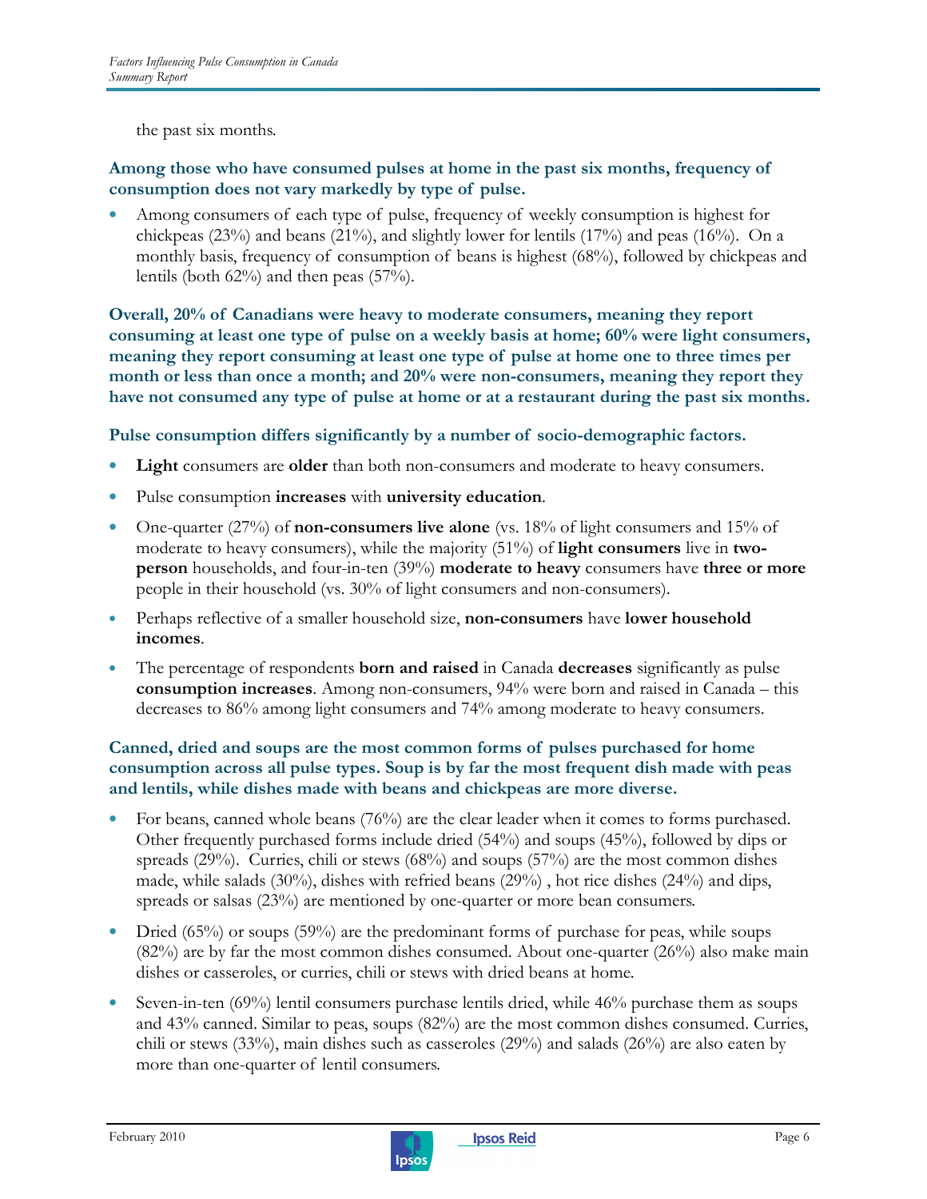the past six months.

**Among those who have consumed pulses at home in the past six months, frequency of consumption does not vary markedly by type of pulse.**

- Among consumers of each type of pulse, frequency of weekly consumption is highest for chickpeas (23%) and beans (21%), and slightly lower for lentils (17%) and peas (16%). On a monthly basis, frequency of consumption of beans is highest (68%), followed by chickpeas and lentils (both 62%) and then peas (57%).

**Overall, 20% of Canadians were heavy to moderate consumers, meaning they report consuming at least one type of pulse on a weekly basis at home; 60% were light consumers, meaning they report consuming at least one type of pulse at home one to three times per month or less than once a month; and 20% were non-consumers, meaning they report they have not consumed any type of pulse at home or at a restaurant during the past six months.**

**Pulse consumption differs significantly by a number of socio-demographic factors.**

- **Light** consumers are **older** than both non-consumers and moderate to heavy consumers.
- Pulse consumption **increases** with **university education**.
- One-quarter (27%) of **non-consumers live alone** (vs. 18% of light consumers and 15% of moderate to heavy consumers), while the majority (51%) of **light consumers** live in **two-person** households, and four-in-ten (39%) **moderate to heavy** consumers have **three or more** people in their household (vs. 30% of light consumers and non-consumers).
- Perhaps reflective of a smaller household size, **non-consumers** have **lower household incomes**.
- The percentage of respondents **born and raised** in Canada **decreases** significantly as pulse **consumption increases**. Among non-consumers, 94% were born and raised in Canada – this decreases to 86% among light consumers and 74% among moderate to heavy consumers.

**Canned, dried and soups are the most common forms of pulses purchased for home consumption across all pulse types. Soup is by far the most frequent dish made with peas and lentils, while dishes made with beans and chickpeas are more diverse.**

- For beans, canned whole beans (76%) are the clear leader when it comes to forms purchased. Other frequently purchased forms include dried (54%) and soups (45%), followed by dips or spreads (29%). Curries, chili or stews (68%) and soups (57%) are the most common dishes made, while salads (30%), dishes with refried beans (29%) , hot rice dishes (24%) and dips, spreads or salsas (23%) are mentioned by one-quarter or more bean consumers.
- Dried (65%) or soups (59%) are the predominant forms of purchase for peas, while soups (82%) are by far the most common dishes consumed. About one-quarter (26%) also make main dishes or casseroles, or curries, chili or stews with dried beans at home.
- Seven-in-ten (69%) lentil consumers purchase lentils dried, while 46% purchase them as soups and 43% canned. Similar to peas, soups (82%) are the most common dishes consumed. Curries, chili or stews (33%), main dishes such as casseroles (29%) and salads (26%) are also eaten by more than one-quarter of lentil consumers.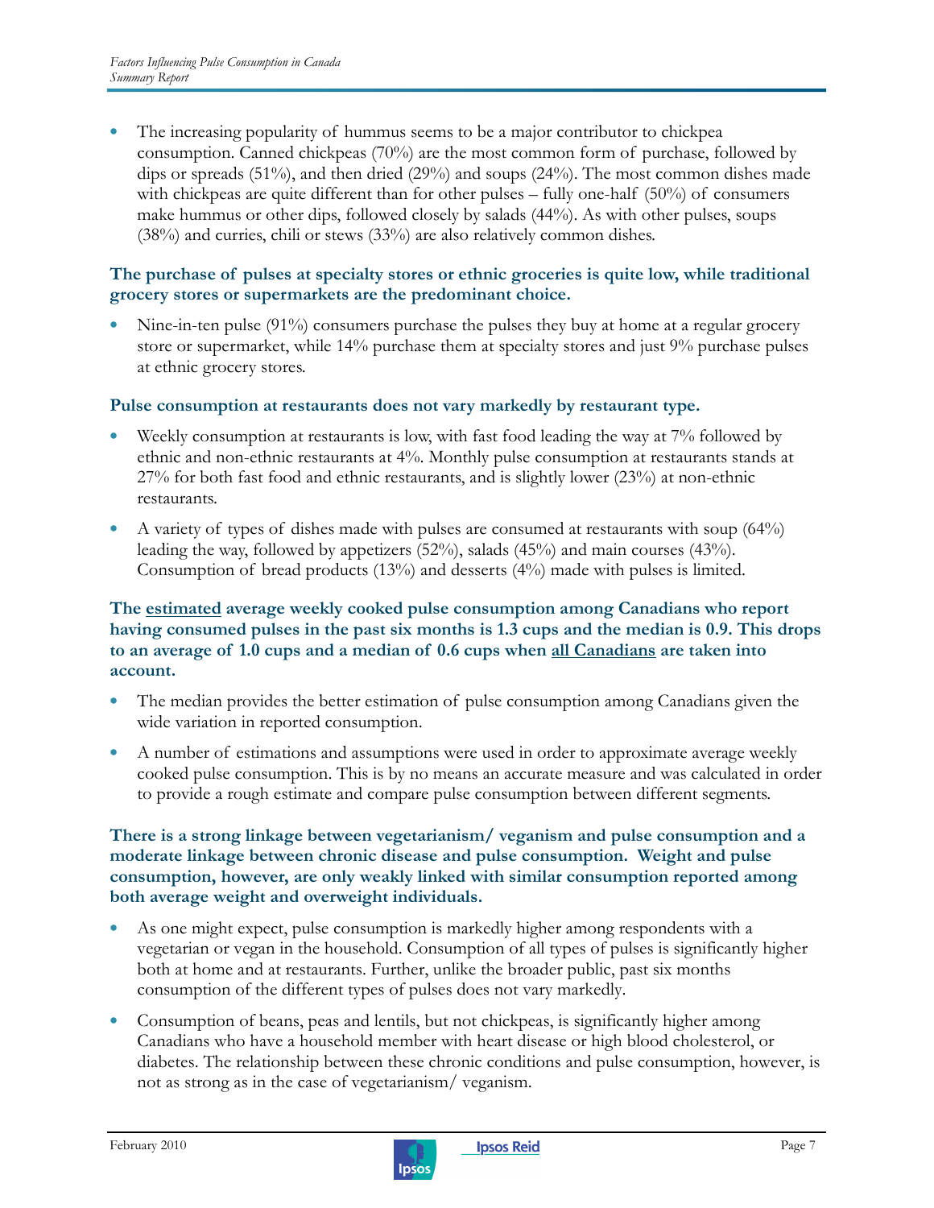- The increasing popularity of hummus seems to be a major contributor to chickpea consumption. Canned chickpeas (70%) are the most common form of purchase, followed by dips or spreads (51%), and then dried (29%) and soups (24%). The most common dishes made with chickpeas are quite different than for other pulses – fully one-half (50%) of consumers make hummus or other dips, followed closely by salads (44%). As with other pulses, soups (38%) and curries, chili or stews (33%) are also relatively common dishes.

**The purchase of pulses at specialty stores or ethnic groceries is quite low, while traditional grocery stores or supermarkets are the predominant choice.**

- Nine-in-ten pulse (91%) consumers purchase the pulses they buy at home at a regular grocery store or supermarket, while 14% purchase them at specialty stores and just 9% purchase pulses at ethnic grocery stores.

**Pulse consumption at restaurants does not vary markedly by restaurant type.**

- Weekly consumption at restaurants is low, with fast food leading the way at 7% followed by ethnic and non-ethnic restaurants at 4%. Monthly pulse consumption at restaurants stands at 27% for both fast food and ethnic restaurants, and is slightly lower (23%) at non-ethnic restaurants.
- A variety of types of dishes made with pulses are consumed at restaurants with soup (64%) leading the way, followed by appetizers (52%), salads (45%) and main courses (43%). Consumption of bread products (13%) and desserts (4%) made with pulses is limited.

**The <u>estimated</u> average weekly cooked pulse consumption among Canadians who report having consumed pulses in the past six months is 1.3 cups and the median is 0.9. This drops to an average of 1.0 cups and a median of 0.6 cups when <u>all Canadians</u> are taken into account.**

- The median provides the better estimation of pulse consumption among Canadians given the wide variation in reported consumption.
- A number of estimations and assumptions were used in order to approximate average weekly cooked pulse consumption. This is by no means an accurate measure and was calculated in order to provide a rough estimate and compare pulse consumption between different segments.

**There is a strong linkage between vegetarianism/ veganism and pulse consumption and a moderate linkage between chronic disease and pulse consumption. Weight and pulse consumption, however, are only weakly linked with similar consumption reported among both average weight and overweight individuals.**

- As one might expect, pulse consumption is markedly higher among respondents with a vegetarian or vegan in the household. Consumption of all types of pulses is significantly higher both at home and at restaurants. Further, unlike the broader public, past six months consumption of the different types of pulses does not vary markedly.
- Consumption of beans, peas and lentils, but not chickpeas, is significantly higher among Canadians who have a household member with heart disease or high blood cholesterol, or diabetes. The relationship between these chronic conditions and pulse consumption, however, is not as strong as in the case of vegetarianism/ veganism.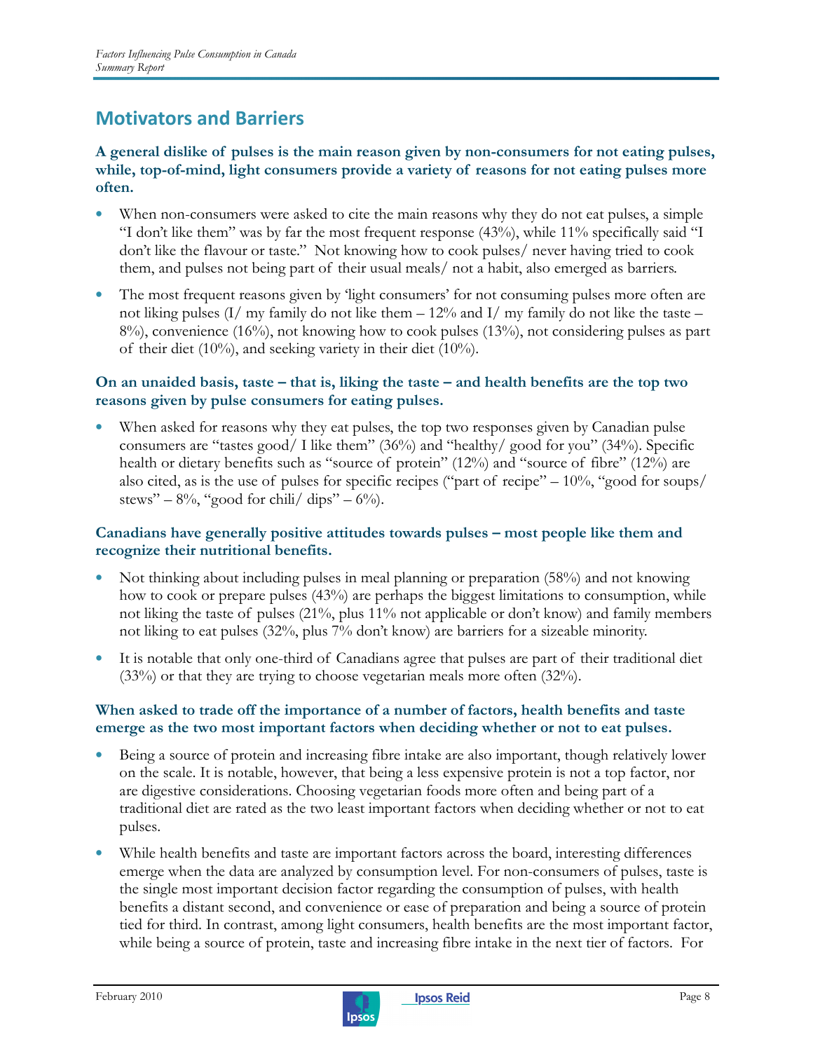## Motivators and Barriers

**A general dislike of pulses is the main reason given by non-consumers for not eating pulses, while, top-of-mind, light consumers provide a variety of reasons for not eating pulses more often.**

- When non-consumers were asked to cite the main reasons why they do not eat pulses, a simple "I don't like them" was by far the most frequent response (43%), while 11% specifically said "I don't like the flavour or taste." Not knowing how to cook pulses/ never having tried to cook them, and pulses not being part of their usual meals/ not a habit, also emerged as barriers.
- The most frequent reasons given by 'light consumers' for not consuming pulses more often are not liking pulses (I/ my family do not like them – 12% and I/ my family do not like the taste – 8%), convenience (16%), not knowing how to cook pulses (13%), not considering pulses as part of their diet (10%), and seeking variety in their diet (10%).

**On an unaided basis, taste – that is, liking the taste – and health benefits are the top two reasons given by pulse consumers for eating pulses.**

- When asked for reasons why they eat pulses, the top two responses given by Canadian pulse consumers are "tastes good/ I like them" (36%) and "healthy/ good for you" (34%). Specific health or dietary benefits such as "source of protein" (12%) and "source of fibre" (12%) are also cited, as is the use of pulses for specific recipes ("part of recipe" – 10%, "good for soups/ stews" – 8%, "good for chili/ dips" – 6%).

**Canadians have generally positive attitudes towards pulses – most people like them and recognize their nutritional benefits.**

- Not thinking about including pulses in meal planning or preparation (58%) and not knowing how to cook or prepare pulses (43%) are perhaps the biggest limitations to consumption, while not liking the taste of pulses (21%, plus 11% not applicable or don't know) and family members not liking to eat pulses (32%, plus 7% don't know) are barriers for a sizeable minority.
- It is notable that only one-third of Canadians agree that pulses are part of their traditional diet (33%) or that they are trying to choose vegetarian meals more often (32%).

**When asked to trade off the importance of a number of factors, health benefits and taste emerge as the two most important factors when deciding whether or not to eat pulses.**

- Being a source of protein and increasing fibre intake are also important, though relatively lower on the scale. It is notable, however, that being a less expensive protein is not a top factor, nor are digestive considerations. Choosing vegetarian foods more often and being part of a traditional diet are rated as the two least important factors when deciding whether or not to eat pulses.
- While health benefits and taste are important factors across the board, interesting differences emerge when the data are analyzed by consumption level. For non-consumers of pulses, taste is the single most important decision factor regarding the consumption of pulses, with health benefits a distant second, and convenience or ease of preparation and being a source of protein tied for third. In contrast, among light consumers, health benefits are the most important factor, while being a source of protein, taste and increasing fibre intake in the next tier of factors. For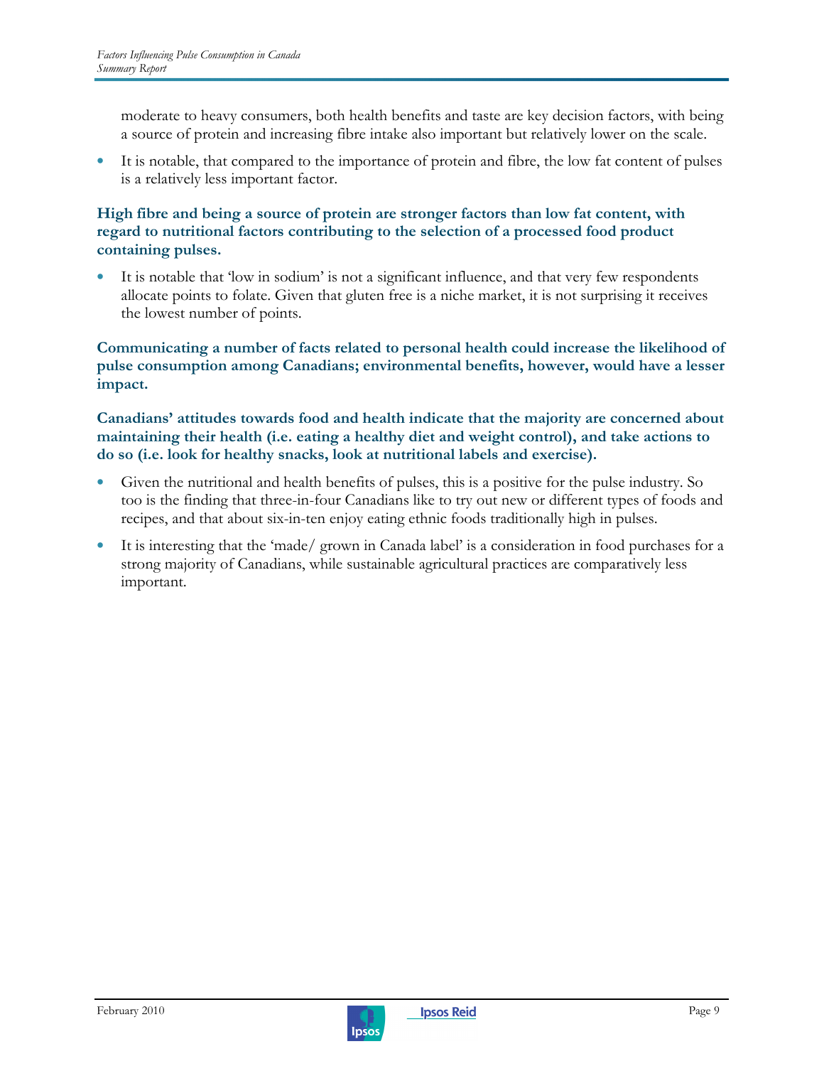moderate to heavy consumers, both health benefits and taste are key decision factors, with being a source of protein and increasing fibre intake also important but relatively lower on the scale.

- It is notable, that compared to the importance of protein and fibre, the low fat content of pulses is a relatively less important factor.

**High fibre and being a source of protein are stronger factors than low fat content, with regard to nutritional factors contributing to the selection of a processed food product containing pulses.**

- It is notable that 'low in sodium' is not a significant influence, and that very few respondents allocate points to folate. Given that gluten free is a niche market, it is not surprising it receives the lowest number of points.

**Communicating a number of facts related to personal health could increase the likelihood of pulse consumption among Canadians; environmental benefits, however, would have a lesser impact.**

**Canadians' attitudes towards food and health indicate that the majority are concerned about maintaining their health (i.e. eating a healthy diet and weight control), and take actions to do so (i.e. look for healthy snacks, look at nutritional labels and exercise).**

- Given the nutritional and health benefits of pulses, this is a positive for the pulse industry. So too is the finding that three-in-four Canadians like to try out new or different types of foods and recipes, and that about six-in-ten enjoy eating ethnic foods traditionally high in pulses.
- It is interesting that the 'made/ grown in Canada label' is a consideration in food purchases for a strong majority of Canadians, while sustainable agricultural practices are comparatively less important.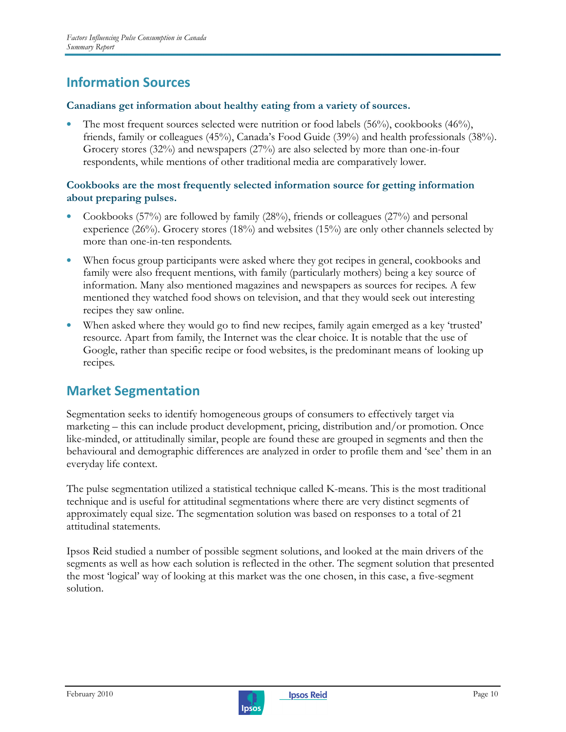## Information Sources

**Canadians get information about healthy eating from a variety of sources.**

- The most frequent sources selected were nutrition or food labels (56%), cookbooks (46%), friends, family or colleagues (45%), Canada's Food Guide (39%) and health professionals (38%). Grocery stores (32%) and newspapers (27%) are also selected by more than one-in-four respondents, while mentions of other traditional media are comparatively lower.

**Cookbooks are the most frequently selected information source for getting information about preparing pulses.**

- Cookbooks (57%) are followed by family (28%), friends or colleagues (27%) and personal experience (26%). Grocery stores (18%) and websites (15%) are only other channels selected by more than one-in-ten respondents.
- When focus group participants were asked where they got recipes in general, cookbooks and family were also frequent mentions, with family (particularly mothers) being a key source of information. Many also mentioned magazines and newspapers as sources for recipes. A few mentioned they watched food shows on television, and that they would seek out interesting recipes they saw online.
- When asked where they would go to find new recipes, family again emerged as a key 'trusted' resource. Apart from family, the Internet was the clear choice. It is notable that the use of Google, rather than specific recipe or food websites, is the predominant means of looking up recipes.

## Market Segmentation

Segmentation seeks to identify homogeneous groups of consumers to effectively target via marketing – this can include product development, pricing, distribution and/or promotion. Once like-minded, or attitudinally similar, people are found these are grouped in segments and then the behavioural and demographic differences are analyzed in order to profile them and 'see' them in an everyday life context.

The pulse segmentation utilized a statistical technique called K-means. This is the most traditional technique and is useful for attitudinal segmentations where there are very distinct segments of approximately equal size. The segmentation solution was based on responses to a total of 21 attitudinal statements.

Ipsos Reid studied a number of possible segment solutions, and looked at the main drivers of the segments as well as how each solution is reflected in the other. The segment solution that presented the most 'logical' way of looking at this market was the one chosen, in this case, a five-segment solution.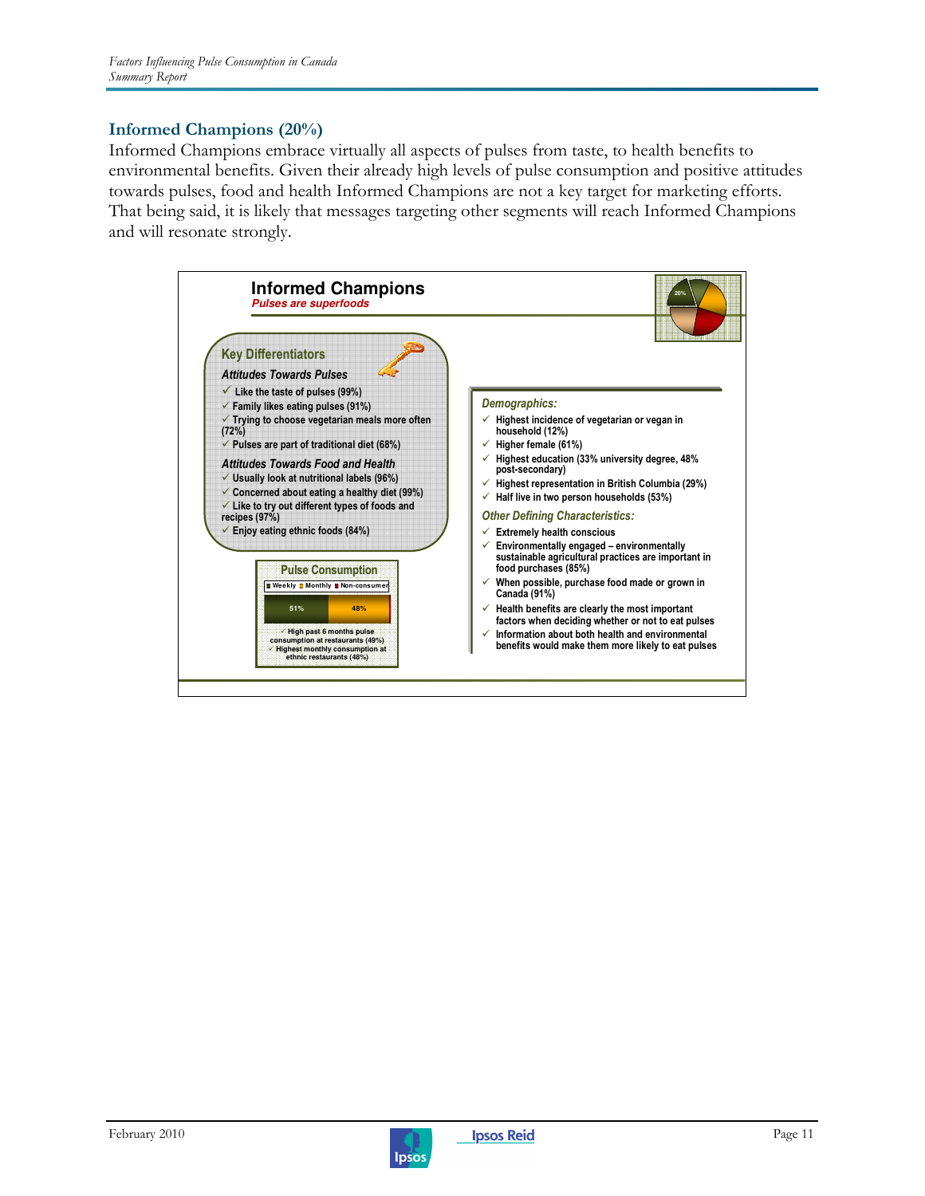## Informed Champions (20%)

Informed Champions embrace virtually all aspects of pulses from taste, to health benefits to environmental benefits. Given their already high levels of pulse consumption and positive attitudes towards pulses, food and health Informed Champions are not a key target for marketing efforts. That being said, it is likely that messages targeting other segments will reach Informed Champions and will resonate strongly.

### Informed Champions

*Pulses are superfoods*

20%

#### Key Differentiators

*Attitudes Towards Pulses*

- ✓ Like the taste of pulses (99%)
- ✓ Family likes eating pulses (91%)
- ✓ Trying to choose vegetarian meals more often (72%)
- ✓ Pulses are part of traditional diet (68%)

*Attitudes Towards Food and Health*

- ✓ Usually look at nutritional labels (96%)
- ✓ Concerned about eating a healthy diet (99%)
- ✓ Like to try out different types of foods and recipes (97%)
- ✓ Enjoy eating ethnic foods (84%)

#### Pulse Consumption

Weekly | Monthly | Non-consumer

| Weekly | Monthly |
|---|---|
| 51% | 48% |

- ✓ High past 6 months pulse consumption at restaurants (49%)
- ✓ Highest monthly consumption at ethnic restaurants (48%)

*Demographics:*

- ✓ Highest incidence of vegetarian or vegan in household (12%)
- ✓ Higher female (61%)
- ✓ Highest education (33% university degree, 48% post-secondary)
- ✓ Highest representation in British Columbia (29%)
- ✓ Half live in two person households (53%)

*Other Defining Characteristics:*

- ✓ Extremely health conscious
- ✓ Environmentally engaged – environmentally sustainable agricultural practices are important in food purchases (85%)
- ✓ When possible, purchase food made or grown in Canada (91%)
- ✓ Health benefits are clearly the most important factors when deciding whether or not to eat pulses
- ✓ Information about both health and environmental benefits would make them more likely to eat pulses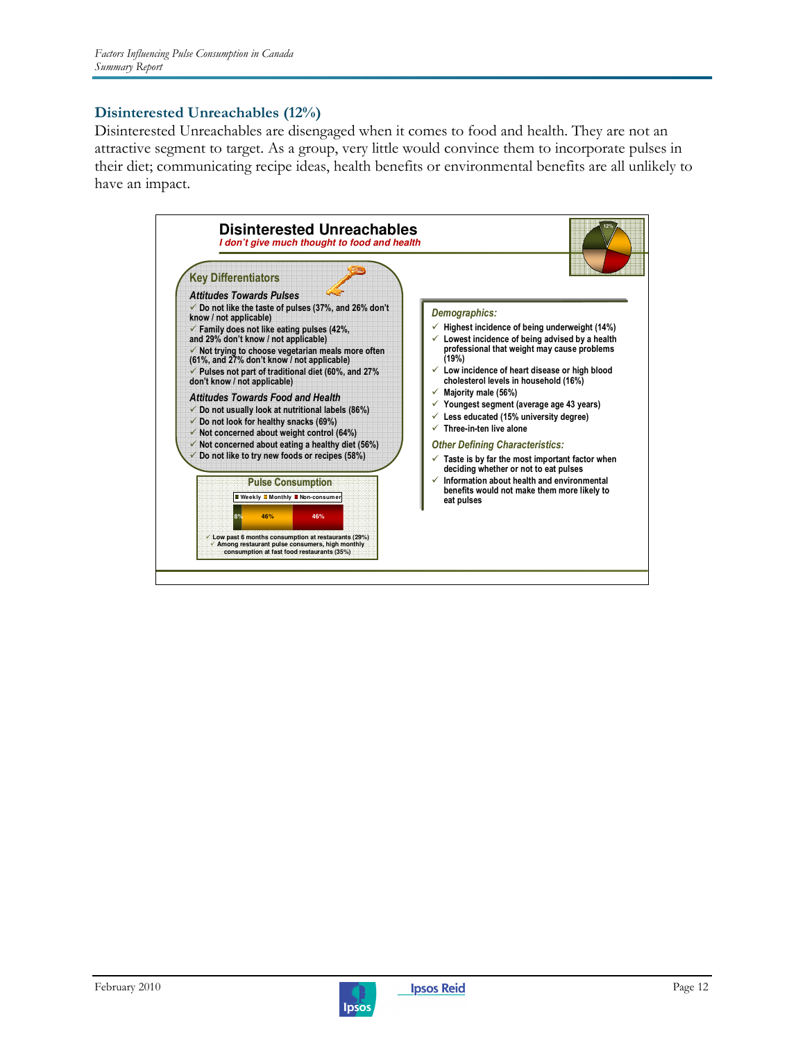## Disinterested Unreachables (12%)

Disinterested Unreachables are disengaged when it comes to food and health. They are not an attractive segment to target. As a group, very little would convince them to incorporate pulses in their diet; communicating recipe ideas, health benefits or environmental benefits are all unlikely to have an impact.

### Disinterested Unreachables

*I don't give much thought to food and health*

12%

#### Key Differentiators

*Attitudes Towards Pulses*

- ✓ Do not like the taste of pulses (37%, and 26% don't know / not applicable)
- ✓ Family does not like eating pulses (42%, and 29% don't know / not applicable)
- ✓ Not trying to choose vegetarian meals more often (61%, and 27% don't know / not applicable)
- ✓ Pulses not part of traditional diet (60%, and 27% don't know / not applicable)

*Attitudes Towards Food and Health*

- ✓ Do not usually look at nutritional labels (86%)
- ✓ Do not look for healthy snacks (69%)
- ✓ Not concerned about weight control (64%)
- ✓ Not concerned about eating a healthy diet (56%)
- ✓ Do not like to try new foods or recipes (58%)

#### Pulse Consumption

| Weekly | Monthly | Non-consumer |
|---|---|---|
| 8% | 46% | 46% |

- ✓ Low past 6 months consumption at restaurants (29%)
- ✓ Among restaurant pulse consumers, high monthly consumption at fast food restaurants (35%)

*Demographics:*

- ✓ Highest incidence of being underweight (14%)
- ✓ Lowest incidence of being advised by a health professional that weight may cause problems (19%)
- ✓ Low incidence of heart disease or high blood cholesterol levels in household (16%)
- ✓ Majority male (56%)
- ✓ Youngest segment (average age 43 years)
- ✓ Less educated (15% university degree)
- ✓ Three-in-ten live alone

*Other Defining Characteristics:*

- ✓ Taste is by far the most important factor when deciding whether or not to eat pulses
- ✓ Information about health and environmental benefits would not make them more likely to eat pulses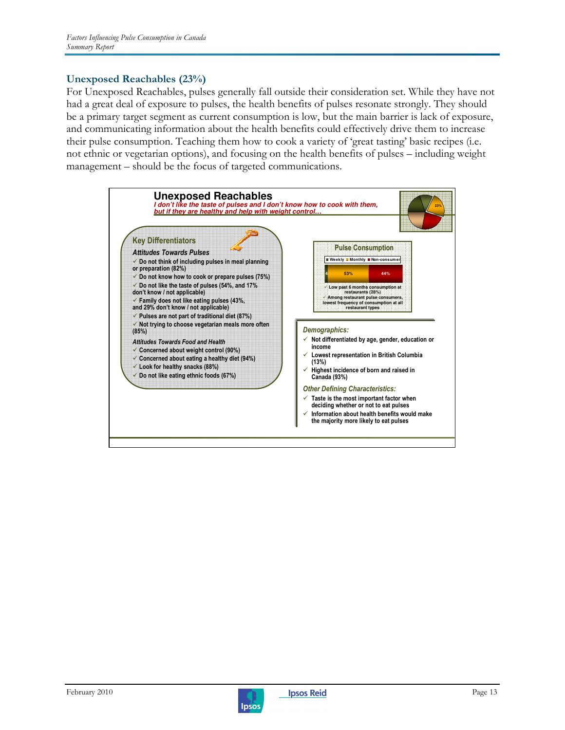## Unexposed Reachables (23%)

For Unexposed Reachables, pulses generally fall outside their consideration set. While they have not had a great deal of exposure to pulses, the health benefits of pulses resonate strongly. They should be a primary target segment as current consumption is low, but the main barrier is lack of exposure, and communicating information about the health benefits could effectively drive them to increase their pulse consumption. Teaching them how to cook a variety of 'great tasting' basic recipes (i.e. not ethnic or vegetarian options), and focusing on the health benefits of pulses – including weight management – should be the focus of targeted communications.

### Unexposed Reachables

*I don't like the taste of pulses and I don't know how to cook with them, but if they are healthy and help with weight control…*

23%

**Key Differentiators**

*Attitudes Towards Pulses*

- ✓ Do not think of including pulses in meal planning or preparation (82%)
- ✓ Do not know how to cook or prepare pulses (75%)
- ✓ Do not like the taste of pulses (54%, and 17% don't know / not applicable)
- ✓ Family does not like eating pulses (43%, and 29% don't know / not applicable)
- ✓ Pulses are not part of traditional diet (87%)
- ✓ Not trying to choose vegetarian meals more often (85%)

*Attitudes Towards Food and Health*

- ✓ Concerned about weight control (90%)
- ✓ Concerned about eating a healthy diet (94%)
- ✓ Look for healthy snacks (88%)
- ✓ Do not like eating ethnic foods (67%)

**Pulse Consumption**

| Weekly | Monthly | Non-consumer |
| --- | --- | --- |
| 4 | 53% | 44% |

- ✓ Low past 6 months consumption at restaurants (28%)
- ✓ Among restaurant pulse consumers, lowest frequency of consumption at all restaurant types

*Demographics:*

- ✓ Not differentiated by age, gender, education or income
- ✓ Lowest representation in British Columbia (13%)
- ✓ Highest incidence of born and raised in Canada (93%)

*Other Defining Characteristics:*

- ✓ Taste is the most important factor when deciding whether or not to eat pulses
- ✓ Information about health benefits would make the majority more likely to eat pulses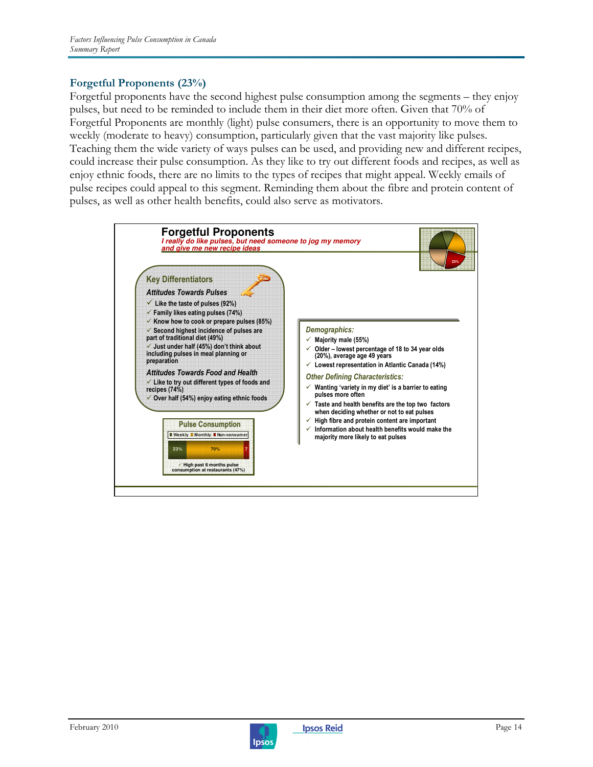## Forgetful Proponents (23%)

Forgetful proponents have the second highest pulse consumption among the segments – they enjoy pulses, but need to be reminded to include them in their diet more often. Given that 70% of Forgetful Proponents are monthly (light) pulse consumers, there is an opportunity to move them to weekly (moderate to heavy) consumption, particularly given that the vast majority like pulses. Teaching them the wide variety of ways pulses can be used, and providing new and different recipes, could increase their pulse consumption. As they like to try out different foods and recipes, as well as enjoy ethnic foods, there are no limits to the types of recipes that might appeal. Weekly emails of pulse recipes could appeal to this segment. Reminding them about the fibre and protein content of pulses, as well as other health benefits, could also serve as motivators.

### Forgetful Proponents

*I really do like pulses, but need someone to jog my memory and give me new recipe ideas*

23%

**Key Differentiators**

*Attitudes Towards Pulses*

- ✓ Like the taste of pulses (92%)
- ✓ Family likes eating pulses (74%)
- ✓ Know how to cook or prepare pulses (85%)
- ✓ Second highest incidence of pulses are part of traditional diet (49%)
- ✓ Just under half (45%) don't think about including pulses in meal planning or preparation

*Attitudes Towards Food and Health*

- ✓ Like to try out different types of foods and recipes (74%)
- ✓ Over half (54%) enjoy eating ethnic foods

**Pulse Consumption**

| Weekly | Monthly | Non-consumer |
|---|---|---|
| 23% | 70% | 7 |

✓ High past 6 months pulse consumption at restaurants (47%)

*Demographics:*

- ✓ Majority male (55%)
- ✓ Older – lowest percentage of 18 to 34 year olds (20%), average age 49 years
- ✓ Lowest representation in Atlantic Canada (14%)

*Other Defining Characteristics:*

- ✓ Wanting 'variety in my diet' is a barrier to eating pulses more often
- ✓ Taste and health benefits are the top two factors when deciding whether or not to eat pulses
- ✓ High fibre and protein content are important
- ✓ Information about health benefits would make the majority more likely to eat pulses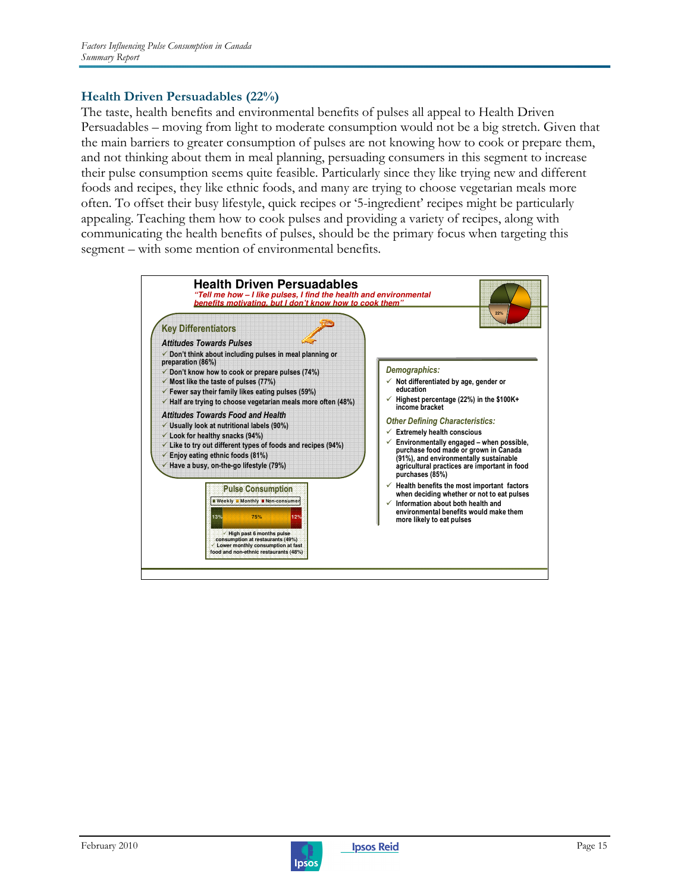## Health Driven Persuadables (22%)

The taste, health benefits and environmental benefits of pulses all appeal to Health Driven Persuadables – moving from light to moderate consumption would not be a big stretch. Given that the main barriers to greater consumption of pulses are not knowing how to cook or prepare them, and not thinking about them in meal planning, persuading consumers in this segment to increase their pulse consumption seems quite feasible. Particularly since they like trying new and different foods and recipes, they like ethnic foods, and many are trying to choose vegetarian meals more often. To offset their busy lifestyle, quick recipes or '5-ingredient' recipes might be particularly appealing. Teaching them how to cook pulses and providing a variety of recipes, along with communicating the health benefits of pulses, should be the primary focus when targeting this segment – with some mention of environmental benefits.

### Health Driven Persuadables

*"Tell me how – I like pulses, I find the health and environmental benefits motivating, but I don't know how to cook them"*

22%

#### Key Differentiators

*Attitudes Towards Pulses*

- ✓ Don't think about including pulses in meal planning or preparation (86%)
- ✓ Don't know how to cook or prepare pulses (74%)
- ✓ Most like the taste of pulses (77%)
- ✓ Fewer say their family likes eating pulses (59%)
- ✓ Half are trying to choose vegetarian meals more often (48%)

*Attitudes Towards Food and Health*

- ✓ Usually look at nutritional labels (90%)
- ✓ Look for healthy snacks (94%)
- ✓ Like to try out different types of foods and recipes (94%)
- ✓ Enjoy eating ethnic foods (81%)
- ✓ Have a busy, on-the-go lifestyle (79%)

#### Pulse Consumption

| Weekly | Monthly | Non-consumer |
| --- | --- | --- |
| 13% | 75% | 12% |

- ✓ High past 6 months pulse consumption at restaurants (49%)
- ✓ Lower monthly consumption at fast food and non-ethnic restaurants (48%)

*Demographics:*

- ✓ Not differentiated by age, gender or education
- ✓ Highest percentage (22%) in the $100K+ income bracket

*Other Defining Characteristics:*

- ✓ Extremely health conscious
- ✓ Environmentally engaged – when possible, purchase food made or grown in Canada (91%), and environmentally sustainable agricultural practices are important in food purchases (85%)
- ✓ Health benefits the most important factors when deciding whether or not to eat pulses
- ✓ Information about both health and environmental benefits would make them more likely to eat pulses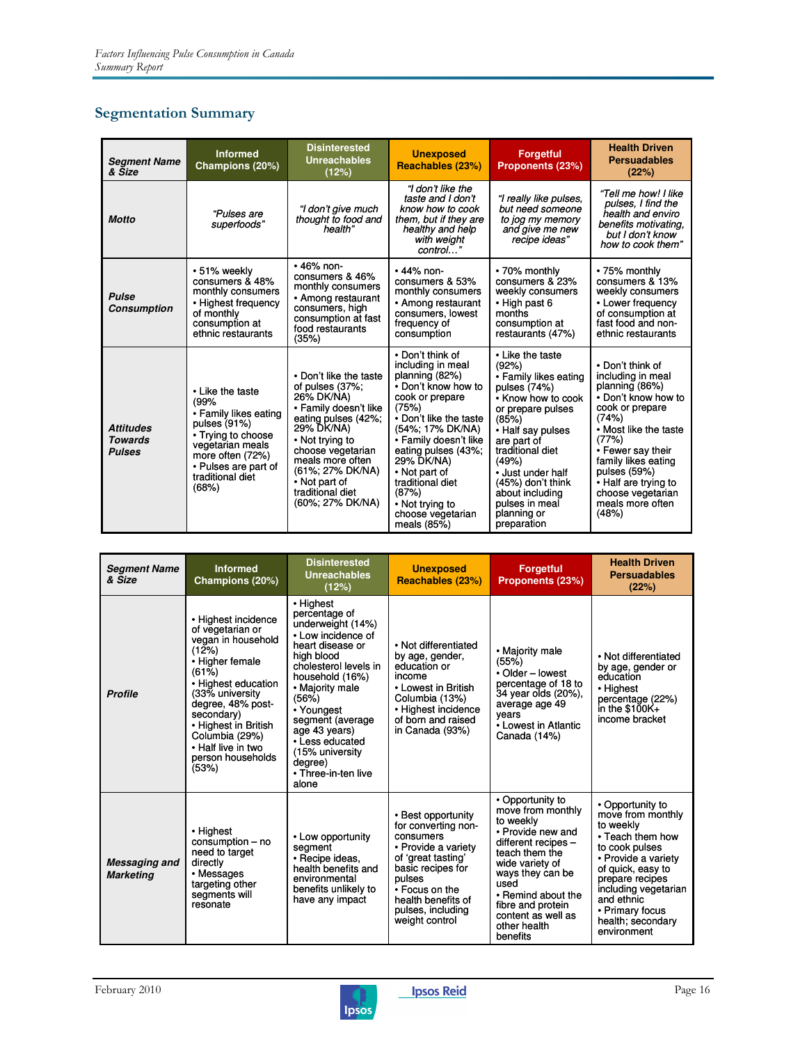## Segmentation Summary

| Segment Name & Size | Informed Champions (20%) | Disinterested Unreachables (12%) | Unexposed Reachables (23%) | Forgetful Proponents (23%) | Health Driven Persuadables (22%) |
|---|---|---|---|---|---|
| **Motto** | *"Pulses are superfoods"* | *"I don't give much thought to food and health"* | *"I don't like the taste and I don't know how to cook them, but if they are healthy and help with weight control…"* | *"I really like pulses, but need someone to jog my memory and give me new recipe ideas"* | *"Tell me how! I like pulses, I find the health and enviro benefits motivating, but I don't know how to cook them"* |
| **Pulse Consumption** | • 51% weekly consumers & 48% monthly consumers<br>• Highest frequency of monthly consumption at ethnic restaurants | • 46% non-consumers & 46% monthly consumers<br>• Among restaurant consumers, high consumption at fast food restaurants (35%) | • 44% non-consumers & 53% monthly consumers<br>• Among restaurant consumers, lowest frequency of consumption | • 70% monthly consumers & 23% weekly consumers<br>• High past 6 months consumption at restaurants (47%) | • 75% monthly consumers & 13% weekly consumers<br>• Lower frequency of consumption at fast food and non-ethnic restaurants |
| **Attitudes Towards Pulses** | • Like the taste (99%<br>• Family likes eating pulses (91%)<br>• Trying to choose vegetarian meals more often (72%)<br>• Pulses are part of traditional diet (68%) | • Don't like the taste of pulses (37%; 26% DK/NA)<br>• Family doesn't like eating pulses (42%; 29% DK/NA)<br>• Not trying to choose vegetarian meals more often (61%; 27% DK/NA)<br>• Not part of traditional diet (60%; 27% DK/NA) | • Don't think of including in meal planning (82%)<br>• Don't know how to cook or prepare (75%)<br>• Don't like the taste (54%; 17% DK/NA)<br>• Family doesn't like eating pulses (43%; 29% DK/NA)<br>• Not part of traditional diet (87%)<br>• Not trying to choose vegetarian meals (85%) | • Like the taste (92%)<br>• Family likes eating pulses (74%)<br>• Know how to cook or prepare pulses (85%)<br>• Half say pulses are part of traditional diet (49%)<br>• Just under half (45%) don't think about including pulses in meal planning or preparation | • Don't think of including in meal planning (86%)<br>• Don't know how to cook or prepare (74%)<br>• Most like the taste (77%)<br>• Fewer say their family likes eating pulses (59%)<br>• Half are trying to choose vegetarian meals more often (48%) |

| Segment Name & Size | Informed Champions (20%) | Disinterested Unreachables (12%) | Unexposed Reachables (23%) | Forgetful Proponents (23%) | Health Driven Persuadables (22%) |
|---|---|---|---|---|---|
| **Profile** | • Highest incidence of vegetarian or vegan in household (12%)<br>• Higher female (61%)<br>• Highest education (33% university degree, 48% post-secondary)<br>• Highest in British Columbia (29%)<br>• Half live in two person households (53%) | • Highest percentage of underweight (14%)<br>• Low incidence of heart disease or high blood cholesterol levels in household (16%)<br>• Majority male (56%)<br>• Youngest segment (average age 43 years)<br>• Less educated (15% university degree)<br>• Three-in-ten live alone | • Not differentiated by age, gender, education or income<br>• Lowest in British Columbia (13%)<br>• Highest incidence of born and raised in Canada (93%) | • Majority male (55%)<br>• Older – lowest percentage of 18 to 34 year olds (20%), average age 49 years<br>• Lowest in Atlantic Canada (14%) | • Not differentiated by age, gender or education<br>• Highest percentage (22%) in the $100K+ income bracket |
| **Messaging and Marketing** | • Highest consumption – no need to target directly<br>• Messages targeting other segments will resonate | • Low opportunity segment<br>• Recipe ideas, health benefits and environmental benefits unlikely to have any impact | • Best opportunity for converting non-consumers<br>• Provide a variety of 'great tasting' basic recipes for pulses<br>• Focus on the health benefits of pulses, including weight control | • Opportunity to move from monthly to weekly<br>• Provide new and different recipes – teach them the wide variety of ways they can be used<br>• Remind about the fibre and protein content as well as other health benefits | • Opportunity to move from monthly to weekly<br>• Teach them how to cook pulses<br>• Provide a variety of quick, easy to prepare recipes including vegetarian and ethnic<br>• Primary focus health; secondary environment |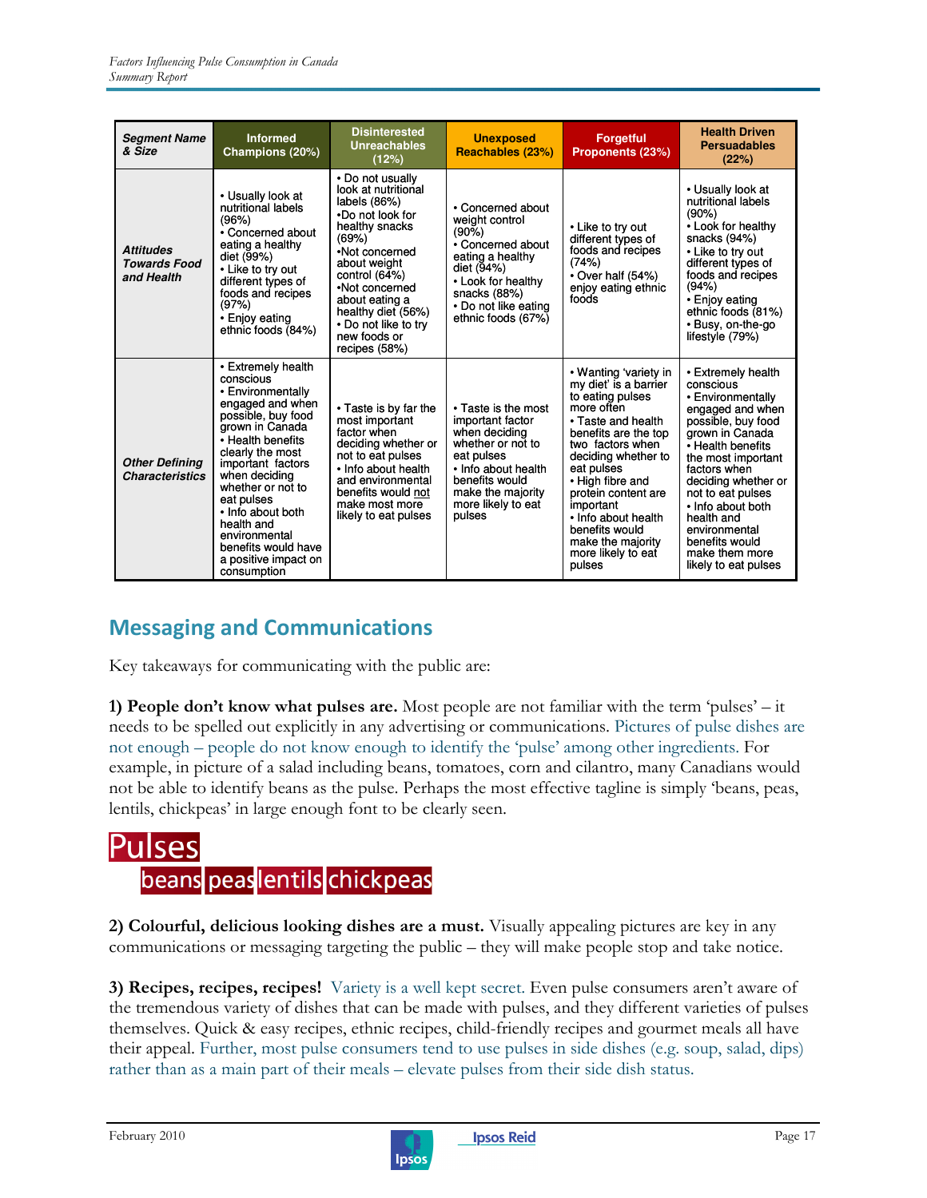| Segment Name & Size | Informed Champions (20%) | Disinterested Unreachables (12%) | Unexposed Reachables (23%) | Forgetful Proponents (23%) | Health Driven Persuadables (22%) |
|---|---|---|---|---|---|
| ***Attitudes Towards Food and Health*** | • Usually look at nutritional labels (96%)<br>• Concerned about eating a healthy diet (99%)<br>• Like to try out different types of foods and recipes (97%)<br>• Enjoy eating ethnic foods (84%) | • Do not usually look at nutritional labels (86%)<br>•Do not look for healthy snacks (69%)<br>•Not concerned about weight control (64%)<br>•Not concerned about eating a healthy diet (56%)<br>• Do not like to try new foods or recipes (58%) | • Concerned about weight control (90%)<br>• Concerned about eating a healthy diet (94%)<br>• Look for healthy snacks (88%)<br>• Do not like eating ethnic foods (67%) | • Like to try out different types of foods and recipes (74%)<br>• Over half (54%) enjoy eating ethnic foods | • Usually look at nutritional labels (90%)<br>• Look for healthy snacks (94%)<br>• Like to try out different types of foods and recipes (94%)<br>• Enjoy eating ethnic foods (81%)<br>• Busy, on-the-go lifestyle (79%) |
| ***Other Defining Characteristics*** | • Extremely health conscious<br>• Environmentally engaged and when possible, buy food grown in Canada<br>• Health benefits clearly the most important factors when deciding whether or not to eat pulses<br>• Info about both health and environmental benefits would have a positive impact on consumption | • Taste is by far the most important factor when deciding whether or not to eat pulses<br>• Info about health and environmental benefits would not make most more likely to eat pulses | • Taste is the most important factor when deciding whether or not to eat pulses<br>• Info about health benefits would make the majority more likely to eat pulses | • Wanting 'variety in my diet' is a barrier to eating pulses more often<br>• Taste and health benefits are the top two factors when deciding whether to eat pulses<br>• High fibre and protein content are important<br>• Info about health benefits would make the majority more likely to eat pulses | • Extremely health conscious<br>• Environmentally engaged and when possible, buy food grown in Canada<br>• Health benefits the most important factors when deciding whether or not to eat pulses<br>• Info about both health and environmental benefits would make them more likely to eat pulses |

## Messaging and Communications

Key takeaways for communicating with the public are:

**1) People don't know what pulses are.** Most people are not familiar with the term 'pulses' – it needs to be spelled out explicitly in any advertising or communications. Pictures of pulse dishes are not enough – people do not know enough to identify the 'pulse' among other ingredients. For example, in picture of a salad including beans, tomatoes, corn and cilantro, many Canadians would not be able to identify beans as the pulse. Perhaps the most effective tagline is simply 'beans, peas, lentils, chickpeas' in large enough font to be clearly seen.

Pulses
beans peas lentils chickpeas

**2) Colourful, delicious looking dishes are a must.** Visually appealing pictures are key in any communications or messaging targeting the public – they will make people stop and take notice.

**3) Recipes, recipes, recipes!** Variety is a well kept secret. Even pulse consumers aren't aware of the tremendous variety of dishes that can be made with pulses, and they different varieties of pulses themselves. Quick & easy recipes, ethnic recipes, child-friendly recipes and gourmet meals all have their appeal. Further, most pulse consumers tend to use pulses in side dishes (e.g. soup, salad, dips) rather than as a main part of their meals – elevate pulses from their side dish status.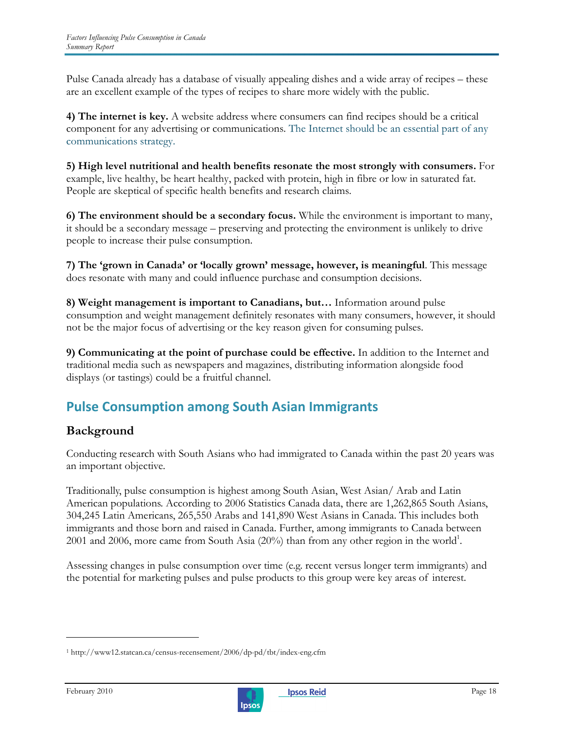Pulse Canada already has a database of visually appealing dishes and a wide array of recipes – these are an excellent example of the types of recipes to share more widely with the public.

**4) The internet is key.** A website address where consumers can find recipes should be a critical component for any advertising or communications. The Internet should be an essential part of any communications strategy.

**5) High level nutritional and health benefits resonate the most strongly with consumers.** For example, live healthy, be heart healthy, packed with protein, high in fibre or low in saturated fat. People are skeptical of specific health benefits and research claims.

**6) The environment should be a secondary focus.** While the environment is important to many, it should be a secondary message – preserving and protecting the environment is unlikely to drive people to increase their pulse consumption.

**7) The 'grown in Canada' or 'locally grown' message, however, is meaningful**. This message does resonate with many and could influence purchase and consumption decisions.

**8) Weight management is important to Canadians, but…** Information around pulse consumption and weight management definitely resonates with many consumers, however, it should not be the major focus of advertising or the key reason given for consuming pulses.

**9) Communicating at the point of purchase could be effective.** In addition to the Internet and traditional media such as newspapers and magazines, distributing information alongside food displays (or tastings) could be a fruitful channel.

## Pulse Consumption among South Asian Immigrants

### Background

Conducting research with South Asians who had immigrated to Canada within the past 20 years was an important objective.

Traditionally, pulse consumption is highest among South Asian, West Asian/ Arab and Latin American populations. According to 2006 Statistics Canada data, there are 1,262,865 South Asians, 304,245 Latin Americans, 265,550 Arabs and 141,890 West Asians in Canada. This includes both immigrants and those born and raised in Canada. Further, among immigrants to Canada between 2001 and 2006, more came from South Asia (20%) than from any other region in the world[1].

Assessing changes in pulse consumption over time (e.g. recent versus longer term immigrants) and the potential for marketing pulses and pulse products to this group were key areas of interest.

---

[1] http://www12.statcan.ca/census-recensement/2006/dp-pd/tbt/index-eng.cfm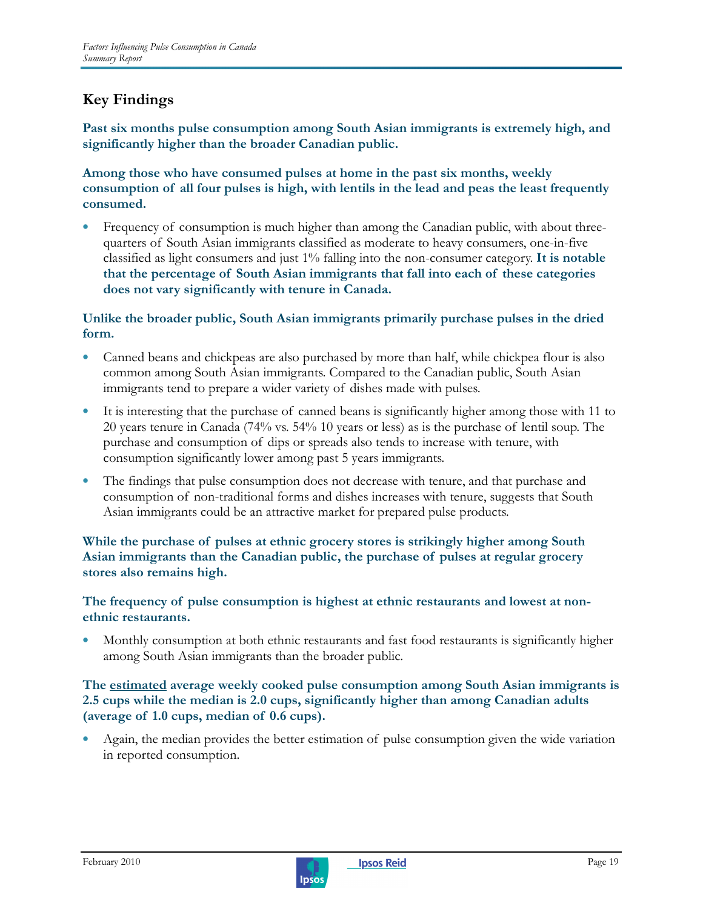## Key Findings

**Past six months pulse consumption among South Asian immigrants is extremely high, and significantly higher than the broader Canadian public.**

**Among those who have consumed pulses at home in the past six months, weekly consumption of all four pulses is high, with lentils in the lead and peas the least frequently consumed.**

- Frequency of consumption is much higher than among the Canadian public, with about three-quarters of South Asian immigrants classified as moderate to heavy consumers, one-in-five classified as light consumers and just 1% falling into the non-consumer category. **It is notable that the percentage of South Asian immigrants that fall into each of these categories does not vary significantly with tenure in Canada.**

**Unlike the broader public, South Asian immigrants primarily purchase pulses in the dried form.**

- Canned beans and chickpeas are also purchased by more than half, while chickpea flour is also common among South Asian immigrants. Compared to the Canadian public, South Asian immigrants tend to prepare a wider variety of dishes made with pulses.
- It is interesting that the purchase of canned beans is significantly higher among those with 11 to 20 years tenure in Canada (74% vs. 54% 10 years or less) as is the purchase of lentil soup. The purchase and consumption of dips or spreads also tends to increase with tenure, with consumption significantly lower among past 5 years immigrants.
- The findings that pulse consumption does not decrease with tenure, and that purchase and consumption of non-traditional forms and dishes increases with tenure, suggests that South Asian immigrants could be an attractive market for prepared pulse products.

**While the purchase of pulses at ethnic grocery stores is strikingly higher among South Asian immigrants than the Canadian public, the purchase of pulses at regular grocery stores also remains high.**

**The frequency of pulse consumption is highest at ethnic restaurants and lowest at non-ethnic restaurants.**

- Monthly consumption at both ethnic restaurants and fast food restaurants is significantly higher among South Asian immigrants than the broader public.

**The <u>estimated</u> average weekly cooked pulse consumption among South Asian immigrants is 2.5 cups while the median is 2.0 cups, significantly higher than among Canadian adults (average of 1.0 cups, median of 0.6 cups).**

- Again, the median provides the better estimation of pulse consumption given the wide variation in reported consumption.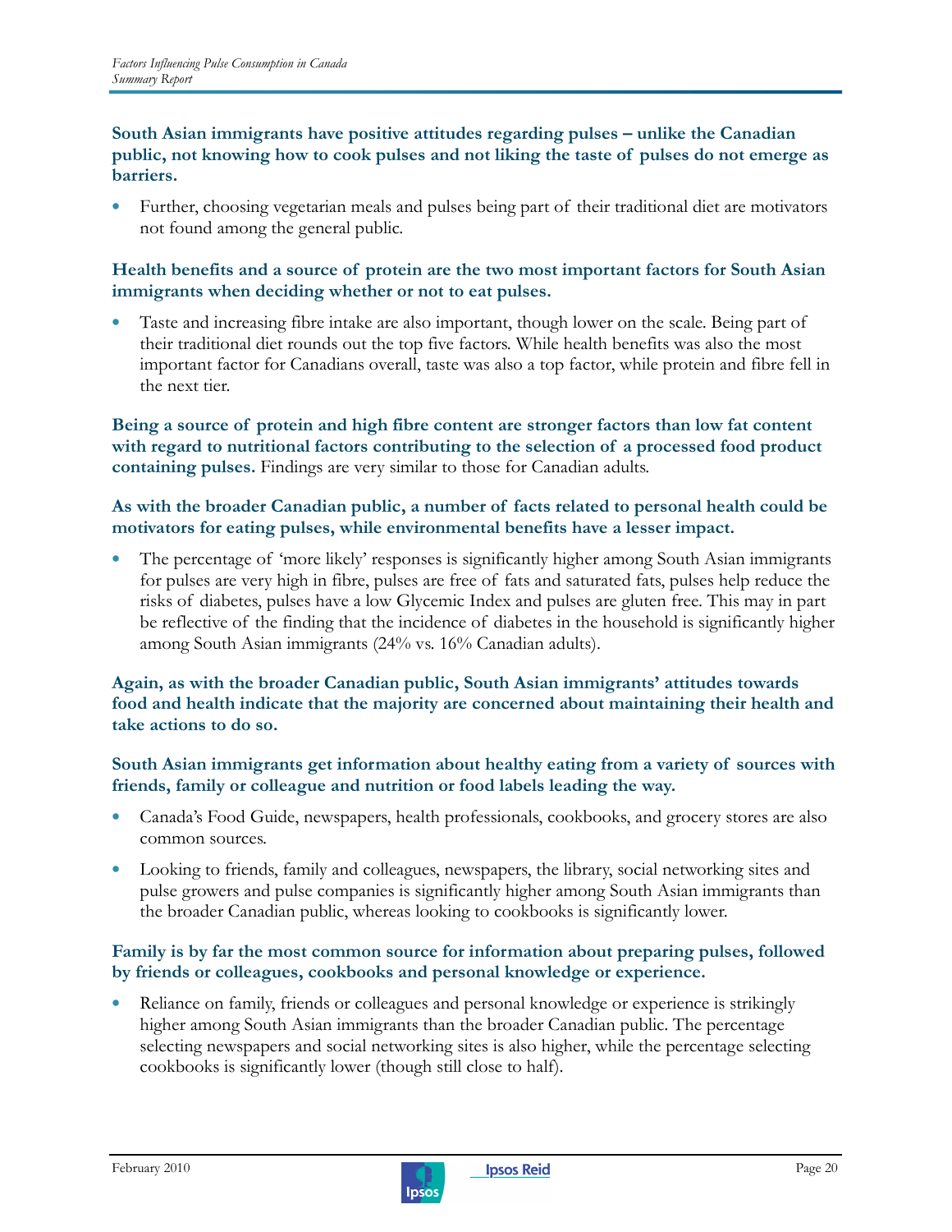**South Asian immigrants have positive attitudes regarding pulses – unlike the Canadian public, not knowing how to cook pulses and not liking the taste of pulses do not emerge as barriers.**

- Further, choosing vegetarian meals and pulses being part of their traditional diet are motivators not found among the general public.

**Health benefits and a source of protein are the two most important factors for South Asian immigrants when deciding whether or not to eat pulses.**

- Taste and increasing fibre intake are also important, though lower on the scale. Being part of their traditional diet rounds out the top five factors. While health benefits was also the most important factor for Canadians overall, taste was also a top factor, while protein and fibre fell in the next tier.

**Being a source of protein and high fibre content are stronger factors than low fat content with regard to nutritional factors contributing to the selection of a processed food product containing pulses.** Findings are very similar to those for Canadian adults.

**As with the broader Canadian public, a number of facts related to personal health could be motivators for eating pulses, while environmental benefits have a lesser impact.**

- The percentage of 'more likely' responses is significantly higher among South Asian immigrants for pulses are very high in fibre, pulses are free of fats and saturated fats, pulses help reduce the risks of diabetes, pulses have a low Glycemic Index and pulses are gluten free. This may in part be reflective of the finding that the incidence of diabetes in the household is significantly higher among South Asian immigrants (24% vs. 16% Canadian adults).

**Again, as with the broader Canadian public, South Asian immigrants' attitudes towards food and health indicate that the majority are concerned about maintaining their health and take actions to do so.**

**South Asian immigrants get information about healthy eating from a variety of sources with friends, family or colleague and nutrition or food labels leading the way.**

- Canada's Food Guide, newspapers, health professionals, cookbooks, and grocery stores are also common sources.
- Looking to friends, family and colleagues, newspapers, the library, social networking sites and pulse growers and pulse companies is significantly higher among South Asian immigrants than the broader Canadian public, whereas looking to cookbooks is significantly lower.

**Family is by far the most common source for information about preparing pulses, followed by friends or colleagues, cookbooks and personal knowledge or experience.**

- Reliance on family, friends or colleagues and personal knowledge or experience is strikingly higher among South Asian immigrants than the broader Canadian public. The percentage selecting newspapers and social networking sites is also higher, while the percentage selecting cookbooks is significantly lower (though still close to half).